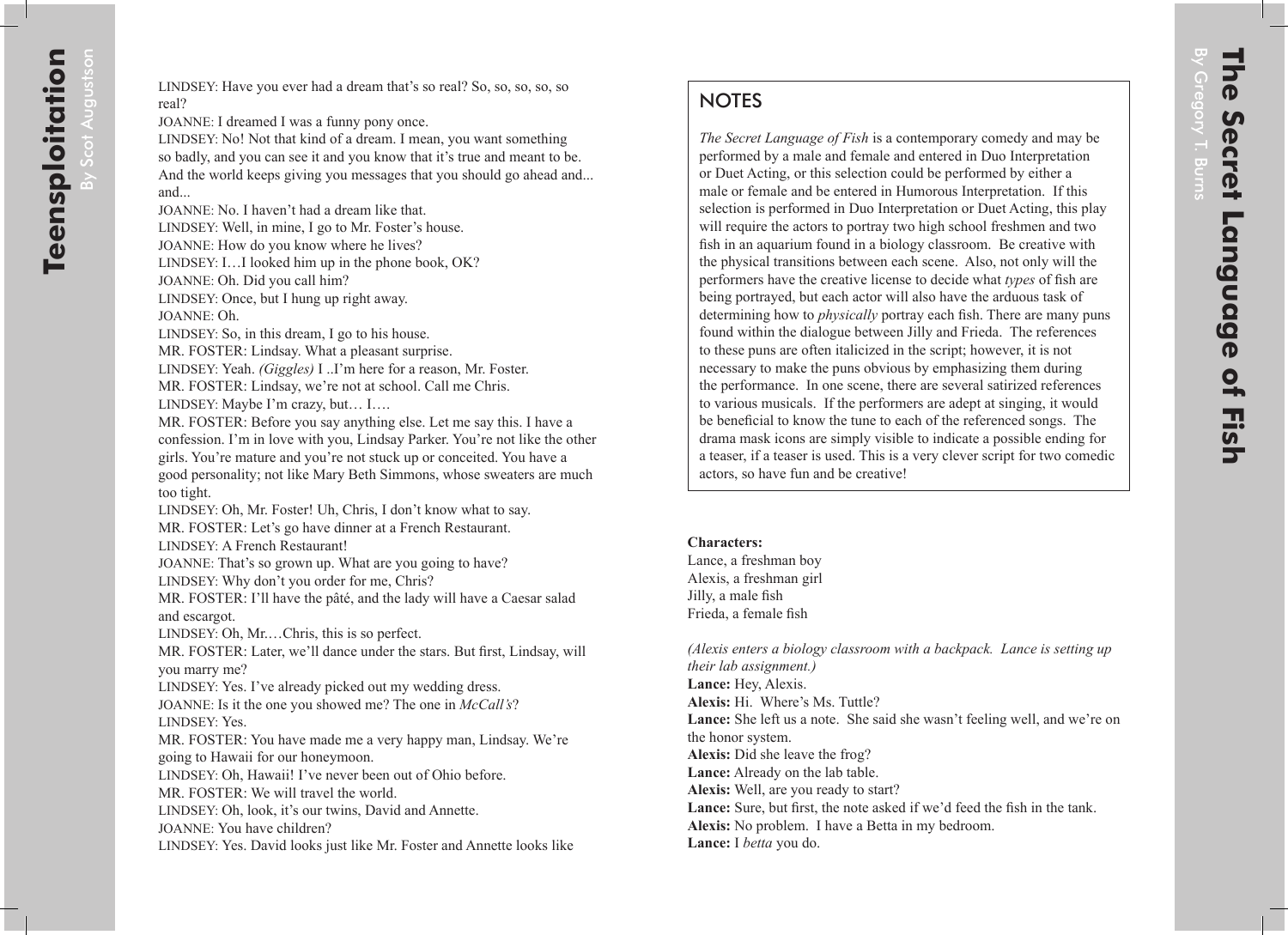# Teensploitation

By Scot Augustson

LINDSEY: Have you ever had a dream that's so real? So, so, so, so, so real?

JOANNE: I dreamed I was a funny pony once.

LINDSEY: No! Not that kind of a dream. I mean, you want something so badly, and you can see it and you know that it's true and meant to be. And the world keeps giving you messages that you should go ahead and... and...

JOANNE: No. I haven't had a dream like that.

LINDSEY: Well, in mine, I go to Mr. Foster's house.

JOANNE: How do you know where he lives?

LINDSEY: I…I looked him up in the phone book, OK?

JOANNE: Oh. Did you call him?

LINDSEY: Once, but I hung up right away.

JOANNE: Oh.

LINDSEY: So, in this dream, I go to his house.

MR. FOSTER: Lindsay. What a pleasant surprise.

LINDSEY: Yeah. *(Giggles)* I ..I'm here for a reason, Mr. Foster.

MR. FOSTER: Lindsay, we're not at school. Call me Chris.

LINDSEY: Maybe I'm crazy, but… I….

MR. FOSTER: Before you say anything else. Let me say this. I have a confession. I'm in love with you, Lindsay Parker. You're not like the other girls. You're mature and you're not stuck up or conceited. You have a good personality; not like Mary Beth Simmons, whose sweaters are much too tight.

LINDSEY: Oh, Mr. Foster! Uh, Chris, I don't know what to say.

MR. FOSTER: Let's go have dinner at a French Restaurant.

LINDSEY: A French Restaurant!

JOANNE: That's so grown up. What are you going to have?

LINDSEY: Why don't you order for me, Chris?

MR. FOSTER: I'll have the pâté, and the lady will have a Caesar salad and escargot.

LINDSEY: Oh, Mr.…Chris, this is so perfect.

MR. FOSTER: Later, we'll dance under the stars. But first, Lindsay, will you marry me?

LINDSEY: Yes. I've already picked out my wedding dress.

JOANNE: Is it the one you showed me? The one in *McCall's*?

LINDSEY: Yes.

MR. FOSTER: You have made me a very happy man, Lindsay. We're going to Hawaii for our honeymoon.

LINDSEY: Oh, Hawaii! I've never been out of Ohio before.

MR. FOSTER: We will travel the world.

LINDSEY: Oh, look, it's our twins, David and Annette.

JOANNE: You have children?

LINDSEY: Yes. David looks just like Mr. Foster and Annette looks like

# The Secret Language of Fish

By Gregory T. Burns

## NOTES

*The Secret Language of Fish* is a contemporary comedy and may be performed by a male and female and entered in Duo Interpretation or Duet Acting, or this selection could be performed by either a male or female and be entered in Humorous Interpretation. If this selection is performed in Duo Interpretation or Duet Acting, this play will require the actors to portray two high school freshmen and two fish in an aquarium found in a biology classroom. Be creative with the physical transitions between each scene. Also, not only will the performers have the creative license to decide what *types* of fish are being portrayed, but each actor will also have the arduous task of determining how to *physically* portray each fish. There are many puns found within the dialogue between Jilly and Frieda. The references to these puns are often italicized in the script; however, it is not necessary to make the puns obvious by emphasizing them during the performance. In one scene, there are several satirized references to various musicals. If the performers are adept at singing, it would be beneficial to know the tune to each of the referenced songs. The drama mask icons are simply visible to indicate a possible ending for a teaser, if a teaser is used. This is a very clever script for two comedic actors, so have fun and be creative!

**Characters:**

Lance, a freshman boy

Alexis, a freshman girl

Jilly, a male fish

Frieda, a female fish

*(Alexis enters a biology classroom with a backpack. Lance is setting up their lab assignment.)*

**Lance:** Hey, Alexis.

**Alexis:** Hi. Where's Ms. Tuttle?

**Lance:** She left us a note. She said she wasn't feeling well, and we're on the honor system.

**Alexis:** Did she leave the frog?

**Lance:** Already on the lab table.

**Alexis:** Well, are you ready to start?

**Lance:** Sure, but first, the note asked if we'd feed the fish in the tank.

**Alexis:** No problem. I have a Betta in my bedroom.

**Lance:** I *betta* you do.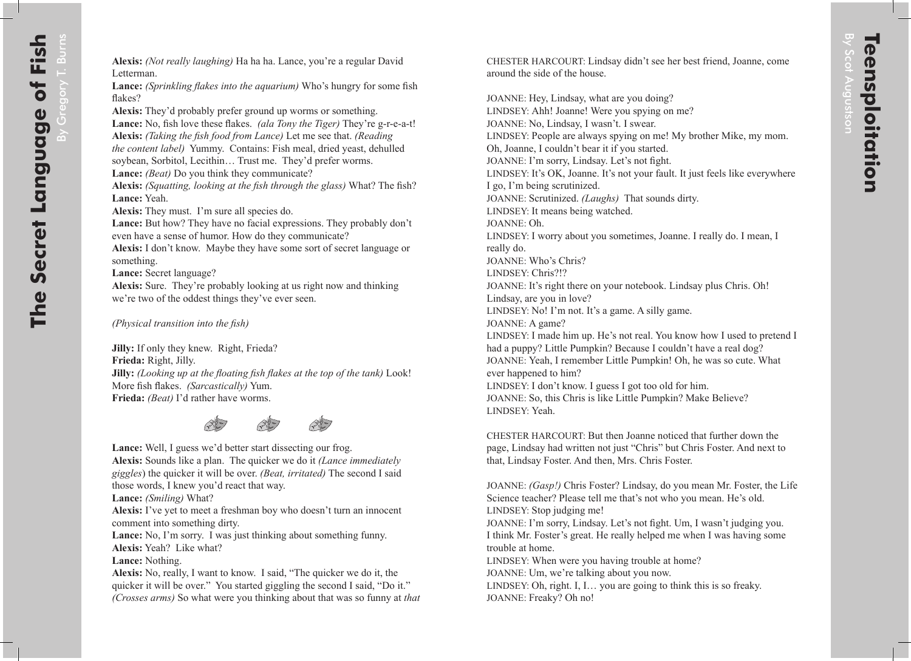**Alexis:** *(Not really laughing)* Ha ha ha. Lance, you're a regular David Letterman.
**Lance:** *(Sprinkling flakes into the aquarium)* Who's hungry for some fish flakes?
**Alexis:** They'd probably prefer ground up worms or something.
**Lance:** No, fish love these flakes. *(ala Tony the Tiger)* They're g-r-e-a-t!
**Alexis:** *(Taking the fish food from Lance)* Let me see that. *(Reading the content label)* Yummy. Contains: Fish meal, dried yeast, dehulled soybean, Sorbitol, Lecithin… Trust me. They'd prefer worms.
**Lance:** *(Beat)* Do you think they communicate?
**Alexis:** *(Squatting, looking at the fish through the glass)* What? The fish?
**Lance:** Yeah.
**Alexis:** They must. I'm sure all species do.
**Lance:** But how? They have no facial expressions. They probably don't even have a sense of humor. How do they communicate?
**Alexis:** I don't know. Maybe they have some sort of secret language or something.
**Lance:** Secret language?
**Alexis:** Sure. They're probably looking at us right now and thinking we're two of the oddest things they've ever seen.

*(Physical transition into the fish)*

**Jilly:** If only they knew. Right, Frieda?
**Frieda:** Right, Jilly.
**Jilly:** *(Looking up at the floating fish flakes at the top of the tank)* Look! More fish flakes. *(Sarcastically)* Yum.
**Frieda:** *(Beat)* I'd rather have worms.

**Lance:** Well, I guess we'd better start dissecting our frog.
**Alexis:** Sounds like a plan. The quicker we do it *(Lance immediately giggles)* the quicker it will be over. *(Beat, irritated)* The second I said those words, I knew you'd react that way.
**Lance:** *(Smiling)* What?
**Alexis:** I've yet to meet a freshman boy who doesn't turn an innocent comment into something dirty.
**Lance:** No, I'm sorry. I was just thinking about something funny.
**Alexis:** Yeah? Like what?
**Lance:** Nothing.
**Alexis:** No, really, I want to know. I said, "The quicker we do it, the quicker it will be over." You started giggling the second I said, "Do it." *(Crosses arms)* So what were you thinking about that was so funny at *that*

CHESTER HARCOURT: Lindsay didn't see her best friend, Joanne, come around the side of the house.

JOANNE: Hey, Lindsay, what are you doing?
LINDSEY: Ahh! Joanne! Were you spying on me?
JOANNE: No, Lindsay, I wasn't. I swear.
LINDSEY: People are always spying on me! My brother Mike, my mom. Oh, Joanne, I couldn't bear it if you started.
JOANNE: I'm sorry, Lindsay. Let's not fight.
LINDSEY: It's OK, Joanne. It's not your fault. It just feels like everywhere I go, I'm being scrutinized.
JOANNE: Scrutinized. *(Laughs)* That sounds dirty.
LINDSEY: It means being watched.
JOANNE: Oh.
LINDSEY: I worry about you sometimes, Joanne. I really do. I mean, I really do.
JOANNE: Who's Chris?
LINDSEY: Chris?!?
JOANNE: It's right there on your notebook. Lindsay plus Chris. Oh! Lindsay, are you in love?
LINDSEY: No! I'm not. It's a game. A silly game.
JOANNE: A game?
LINDSEY: I made him up. He's not real. You know how I used to pretend I had a puppy? Little Pumpkin? Because I couldn't have a real dog?
JOANNE: Yeah, I remember Little Pumpkin! Oh, he was so cute. What ever happened to him?
LINDSEY: I don't know. I guess I got too old for him.
JOANNE: So, this Chris is like Little Pumpkin? Make Believe?
LINDSEY: Yeah.

CHESTER HARCOURT: But then Joanne noticed that further down the page, Lindsay had written not just "Chris" but Chris Foster. And next to that, Lindsay Foster. And then, Mrs. Chris Foster.

JOANNE: *(Gasp!)* Chris Foster? Lindsay, do you mean Mr. Foster, the Life Science teacher? Please tell me that's not who you mean. He's old.
LINDSEY: Stop judging me!
JOANNE: I'm sorry, Lindsay. Let's not fight. Um, I wasn't judging you. I think Mr. Foster's great. He really helped me when I was having some trouble at home.
LINDSEY: When were you having trouble at home?
JOANNE: Um, we're talking about you now.
LINDSEY: Oh, right. I, I… you are going to think this is so freaky.
JOANNE: Freaky? Oh no!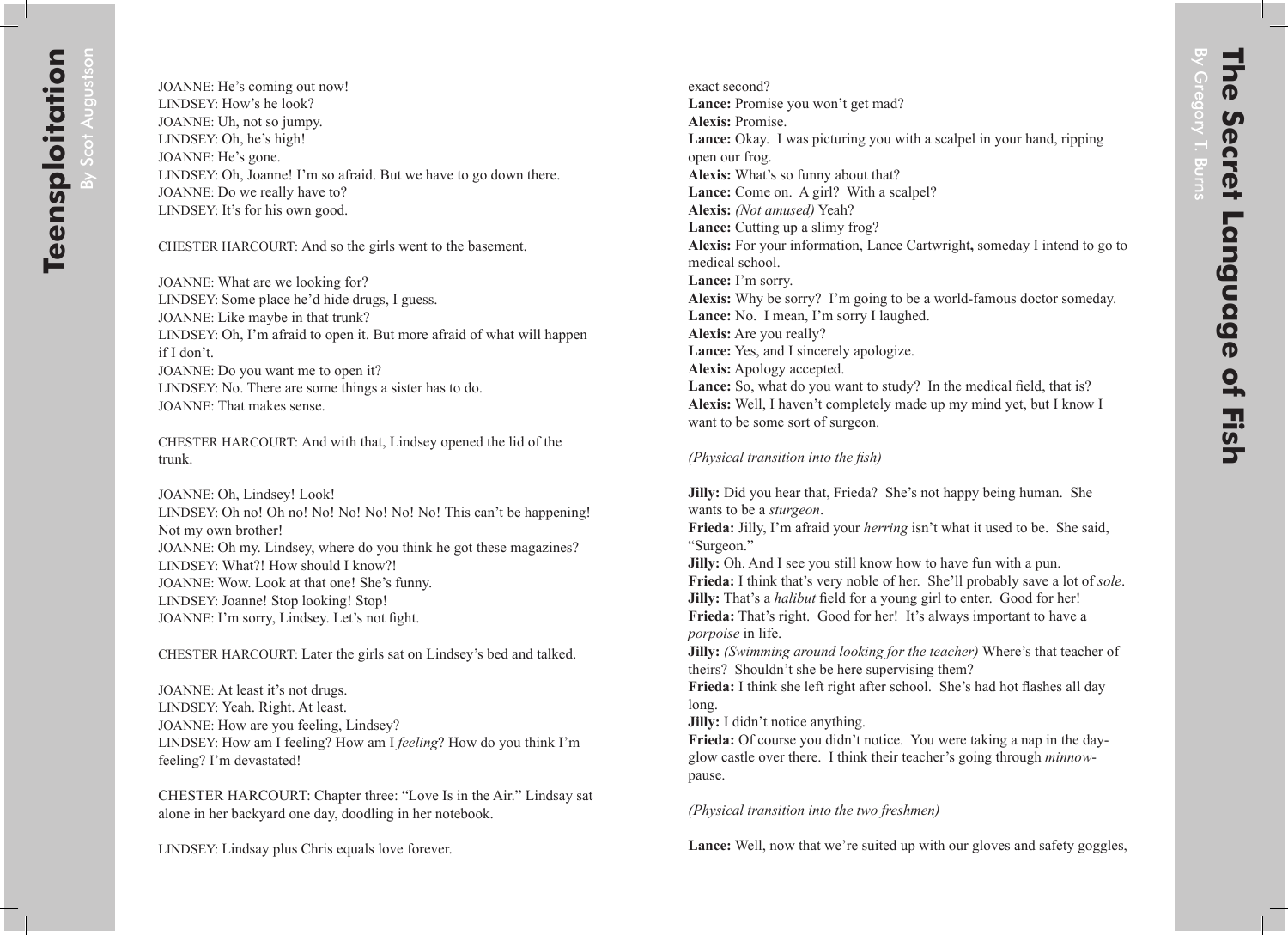JOANNE: He's coming out now!
LINDSEY: How's he look?
JOANNE: Uh, not so jumpy.
LINDSEY: Oh, he's high!
JOANNE: He's gone.
LINDSEY: Oh, Joanne! I'm so afraid. But we have to go down there.
JOANNE: Do we really have to?
LINDSEY: It's for his own good.

CHESTER HARCOURT: And so the girls went to the basement.

JOANNE: What are we looking for?
LINDSEY: Some place he'd hide drugs, I guess.
JOANNE: Like maybe in that trunk?
LINDSEY: Oh, I'm afraid to open it. But more afraid of what will happen if I don't.
JOANNE: Do you want me to open it?
LINDSEY: No. There are some things a sister has to do.
JOANNE: That makes sense.

CHESTER HARCOURT: And with that, Lindsey opened the lid of the trunk.

JOANNE: Oh, Lindsey! Look!
LINDSEY: Oh no! Oh no! No! No! No! No! No! This can't be happening! Not my own brother!
JOANNE: Oh my. Lindsey, where do you think he got these magazines?
LINDSEY: What?! How should I know?!
JOANNE: Wow. Look at that one! She's funny.
LINDSEY: Joanne! Stop looking! Stop!
JOANNE: I'm sorry, Lindsey. Let's not fight.

CHESTER HARCOURT: Later the girls sat on Lindsey's bed and talked.

JOANNE: At least it's not drugs.
LINDSEY: Yeah. Right. At least.
JOANNE: How are you feeling, Lindsey?
LINDSEY: How am I feeling? How am I *feeling*? How do you think I'm feeling? I'm devastated!

CHESTER HARCOURT: Chapter three: "Love Is in the Air." Lindsay sat alone in her backyard one day, doodling in her notebook.

LINDSEY: Lindsay plus Chris equals love forever.

exact second?
**Lance:** Promise you won't get mad?
**Alexis:** Promise.
**Lance:** Okay. I was picturing you with a scalpel in your hand, ripping open our frog.
**Alexis:** What's so funny about that?
**Lance:** Come on. A girl? With a scalpel?
**Alexis:** *(Not amused)* Yeah?
**Lance:** Cutting up a slimy frog?
**Alexis:** For your information, Lance Cartwright**,** someday I intend to go to medical school.
**Lance:** I'm sorry.
**Alexis:** Why be sorry? I'm going to be a world-famous doctor someday.
**Lance:** No. I mean, I'm sorry I laughed.
**Alexis:** Are you really?
**Lance:** Yes, and I sincerely apologize.
**Alexis:** Apology accepted.
**Lance:** So, what do you want to study? In the medical field, that is?
**Alexis:** Well, I haven't completely made up my mind yet, but I know I want to be some sort of surgeon.

*(Physical transition into the fish)*

**Jilly:** Did you hear that, Frieda? She's not happy being human. She wants to be a *sturgeon*.
**Frieda:** Jilly, I'm afraid your *herring* isn't what it used to be. She said, "Surgeon."
**Jilly:** Oh. And I see you still know how to have fun with a pun.
**Frieda:** I think that's very noble of her. She'll probably save a lot of *sole*.
**Jilly:** That's a *halibut* field for a young girl to enter. Good for her!
**Frieda:** That's right. Good for her! It's always important to have a *porpoise* in life.
**Jilly:** *(Swimming around looking for the teacher)* Where's that teacher of theirs? Shouldn't she be here supervising them?
**Frieda:** I think she left right after school. She's had hot flashes all day long.
**Jilly:** I didn't notice anything.
**Frieda:** Of course you didn't notice. You were taking a nap in the day-glow castle over there. I think their teacher's going through *minnow*-pause.

*(Physical transition into the two freshmen)*

**Lance:** Well, now that we're suited up with our gloves and safety goggles,